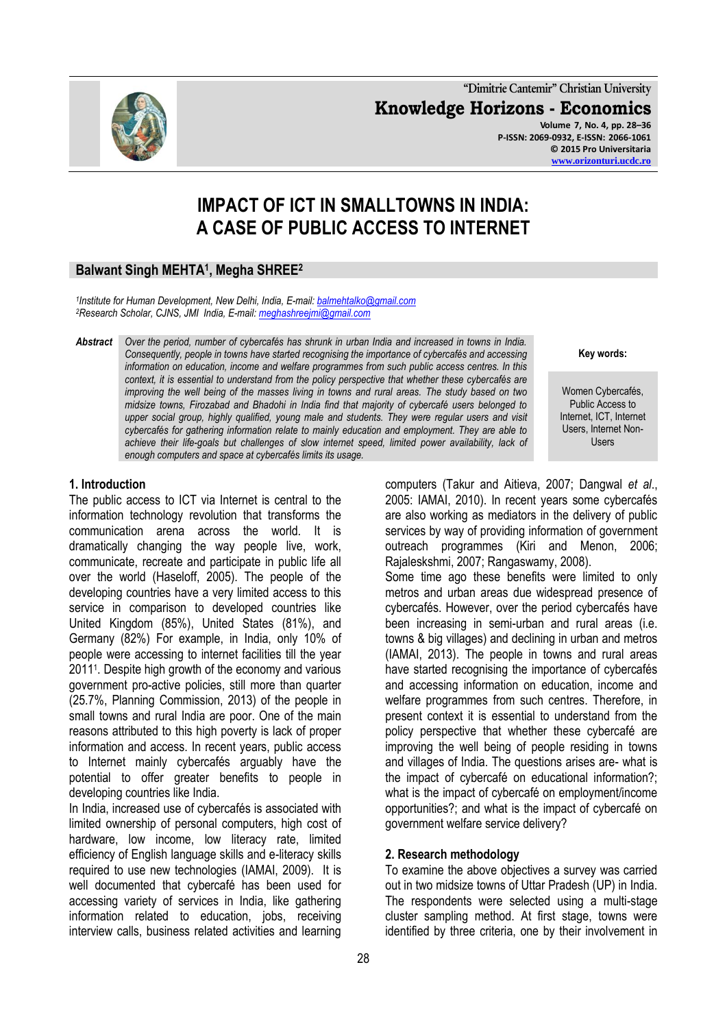# IMPACT OF ICT IN SMALLTOWNS IN INDIA: A CASE OF PUBLIC ACCESS TO INTERNET

**Balwant Singh MEHTA[1], Megha SHREE[2]**

*[1]Institute for Human Development, New Delhi, India, E-mail: balmehtalko@gmail.com*
*[2]Research Scholar, CJNS, JMI India, E-mail: meghashreejmi@gmail.com*

***Abstract*** *Over the period, number of cybercafés has shrunk in urban India and increased in towns in India. Consequently, people in towns have started recognising the importance of cybercafés and accessing information on education, income and welfare programmes from such public access centres. In this context, it is essential to understand from the policy perspective that whether these cybercafés are improving the well being of the masses living in towns and rural areas. The study based on two midsize towns, Firozabad and Bhadohi in India find that majority of cybercafé users belonged to upper social group, highly qualified, young male and students. They were regular users and visit cybercafés for gathering information relate to mainly education and employment. They are able to achieve their life-goals but challenges of slow internet speed, limited power availability, lack of enough computers and space at cybercafés limits its usage.*

**Key words:** Women Cybercafés, Public Access to Internet, ICT, Internet Users, Internet Non-Users

## 1. Introduction

The public access to ICT via Internet is central to the information technology revolution that transforms the communication arena across the world. It is dramatically changing the way people live, work, communicate, recreate and participate in public life all over the world (Haseloff, 2005). The people of the developing countries have a very limited access to this service in comparison to developed countries like United Kingdom (85%), United States (81%), and Germany (82%) For example, in India, only 10% of people were accessing to internet facilities till the year 2011[1]. Despite high growth of the economy and various government pro-active policies, still more than quarter (25.7%, Planning Commission, 2013) of the people in small towns and rural India are poor. One of the main reasons attributed to this high poverty is lack of proper information and access. In recent years, public access to Internet mainly cybercafés arguably have the potential to offer greater benefits to people in developing countries like India.

In India, increased use of cybercafés is associated with limited ownership of personal computers, high cost of hardware, low income, low literacy rate, limited efficiency of English language skills and e-literacy skills required to use new technologies (IAMAI, 2009). It is well documented that cybercafé has been used for accessing variety of services in India, like gathering information related to education, jobs, receiving interview calls, business related activities and learning computers (Takur and Aitieva, 2007; Dangwal *et al*., 2005: IAMAI, 2010). In recent years some cybercafés are also working as mediators in the delivery of public services by way of providing information of government outreach programmes (Kiri and Menon, 2006; Rajaleskshmi, 2007; Rangaswamy, 2008).

Some time ago these benefits were limited to only metros and urban areas due widespread presence of cybercafés. However, over the period cybercafés have been increasing in semi-urban and rural areas (i.e. towns & big villages) and declining in urban and metros (IAMAI, 2013). The people in towns and rural areas have started recognising the importance of cybercafés and accessing information on education, income and welfare programmes from such centres. Therefore, in present context it is essential to understand from the policy perspective that whether these cybercafé are improving the well being of people residing in towns and villages of India. The questions arises are- what is the impact of cybercafé on educational information?; what is the impact of cybercafé on employment/income opportunities?; and what is the impact of cybercafé on government welfare service delivery?

## 2. Research methodology

To examine the above objectives a survey was carried out in two midsize towns of Uttar Pradesh (UP) in India. The respondents were selected using a multi-stage cluster sampling method. At first stage, towns were identified by three criteria, one by their involvement in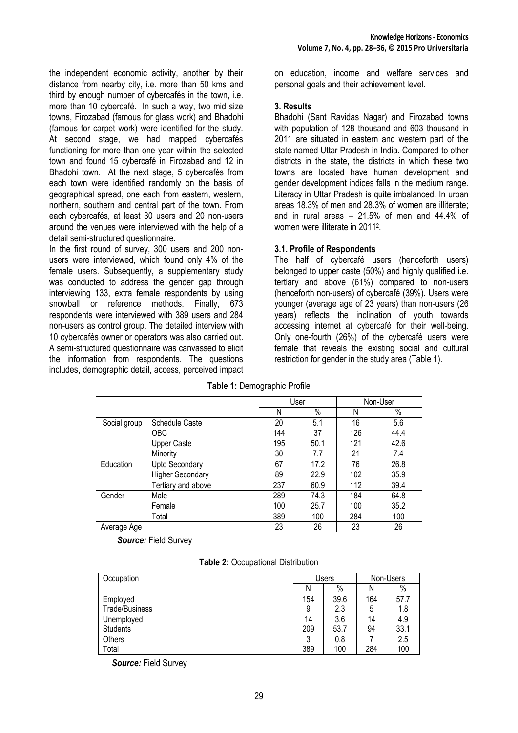the independent economic activity, another by their distance from nearby city, i.e. more than 50 kms and third by enough number of cybercafés in the town, i.e. more than 10 cybercafé. In such a way, two mid size towns, Firozabad (famous for glass work) and Bhadohi (famous for carpet work) were identified for the study. At second stage, we had mapped cybercafés functioning for more than one year within the selected town and found 15 cybercafé in Firozabad and 12 in Bhadohi town. At the next stage, 5 cybercafés from each town were identified randomly on the basis of geographical spread, one each from eastern, western, northern, southern and central part of the town. From each cybercafés, at least 30 users and 20 non-users around the venues were interviewed with the help of a detail semi-structured questionnaire.

In the first round of survey, 300 users and 200 non-users were interviewed, which found only 4% of the female users. Subsequently, a supplementary study was conducted to address the gender gap through interviewing 133, extra female respondents by using snowball or reference methods. Finally, 673 respondents were interviewed with 389 users and 284 non-users as control group. The detailed interview with 10 cybercafés owner or operators was also carried out. A semi-structured questionnaire was canvassed to elicit the information from respondents. The questions includes, demographic detail, access, perceived impact on education, income and welfare services and personal goals and their achievement level.

## 3. Results

Bhadohi (Sant Ravidas Nagar) and Firozabad towns with population of 128 thousand and 603 thousand in 2011 are situated in eastern and western part of the state named Uttar Pradesh in India. Compared to other districts in the state, the districts in which these two towns are located have human development and gender development indices falls in the medium range. Literacy in Uttar Pradesh is quite imbalanced. In urban areas 18.3% of men and 28.3% of women are illiterate; and in rural areas – 21.5% of men and 44.4% of women were illiterate in 2011[2].

### 3.1. Profile of Respondents

The half of cybercafé users (henceforth users) belonged to upper caste (50%) and highly qualified i.e. tertiary and above (61%) compared to non-users (henceforth non-users) of cybercafé (39%). Users were younger (average age of 23 years) than non-users (26 years) reflects the inclination of youth towards accessing internet at cybercafé for their well-being. Only one-fourth (26%) of the cybercafé users were female that reveals the existing social and cultural restriction for gender in the study area (Table 1).

**Table 1:** Demographic Profile

| | | User | | Non-User | |
|---|---|---|---|---|---|
| | | N | % | N | % |
| Social group | Schedule Caste | 20 | 5.1 | 16 | 5.6 |
| | OBC | 144 | 37 | 126 | 44.4 |
| | Upper Caste | 195 | 50.1 | 121 | 42.6 |
| | Minority | 30 | 7.7 | 21 | 7.4 |
| Education | Upto Secondary | 67 | 17.2 | 76 | 26.8 |
| | Higher Secondary | 89 | 22.9 | 102 | 35.9 |
| | Tertiary and above | 237 | 60.9 | 112 | 39.4 |
| Gender | Male | 289 | 74.3 | 184 | 64.8 |
| | Female | 100 | 25.7 | 100 | 35.2 |
| | Total | 389 | 100 | 284 | 100 |
| Average Age | | 23 | 26 | 23 | 26 |

***Source:*** Field Survey

**Table 2:** Occupational Distribution

| Occupation | Users | | Non-Users | |
|---|---|---|---|---|
| | N | % | N | % |
| Employed | 154 | 39.6 | 164 | 57.7 |
| Trade/Business | 9 | 2.3 | 5 | 1.8 |
| Unemployed | 14 | 3.6 | 14 | 4.9 |
| Students | 209 | 53.7 | 94 | 33.1 |
| Others | 3 | 0.8 | 7 | 2.5 |
| Total | 389 | 100 | 284 | 100 |

***Source:*** Field Survey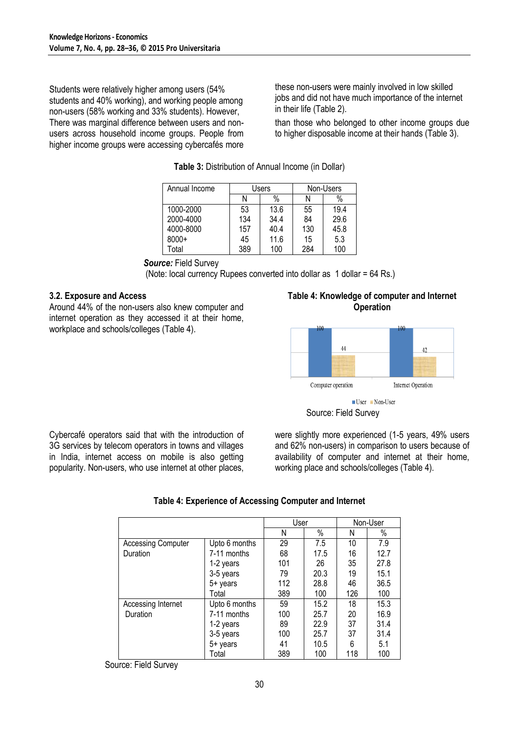Students were relatively higher among users (54% students and 40% working), and working people among non-users (58% working and 33% students). However, There was marginal difference between users and non-users across household income groups. People from higher income groups were accessing cybercafés more these non-users were mainly involved in low skilled jobs and did not have much importance of the internet in their life (Table 2).

than those who belonged to other income groups due to higher disposable income at their hands (Table 3).

**Table 3:** Distribution of Annual Income (in Dollar)

| Annual Income | Users | | Non-Users | |
|---|---|---|---|---|
| | N | % | N | % |
| 1000-2000 | 53 | 13.6 | 55 | 19.4 |
| 2000-4000 | 134 | 34.4 | 84 | 29.6 |
| 4000-8000 | 157 | 40.4 | 130 | 45.8 |
| 8000+ | 45 | 11.6 | 15 | 5.3 |
| Total | 389 | 100 | 284 | 100 |

***Source:*** Field Survey

(Note: local currency Rupees converted into dollar as 1 dollar = 64 Rs.)

### 3.2. Exposure and Access

Around 44% of the non-users also knew computer and internet operation as they accessed it at their home, workplace and schools/colleges (Table 4).

**Table 4: Knowledge of computer and Internet Operation**

| | User | Non-User |
|---|---|---|
| Computer operation | 100 | 44 |
| Internet Operation | 100 | 42 |

Source: Field Survey

Cybercafé operators said that with the introduction of 3G services by telecom operators in towns and villages in India, internet access on mobile is also getting popularity. Non-users, who use internet at other places, were slightly more experienced (1-5 years, 49% users and 62% non-users) in comparison to users because of availability of computer and internet at their home, working place and schools/colleges (Table 4).

**Table 4: Experience of Accessing Computer and Internet**

| | | User | | Non-User | |
|---|---|---|---|---|---|
| | | N | % | N | % |
| Accessing Computer Duration | Upto 6 months | 29 | 7.5 | 10 | 7.9 |
| | 7-11 months | 68 | 17.5 | 16 | 12.7 |
| | 1-2 years | 101 | 26 | 35 | 27.8 |
| | 3-5 years | 79 | 20.3 | 19 | 15.1 |
| | 5+ years | 112 | 28.8 | 46 | 36.5 |
| | Total | 389 | 100 | 126 | 100 |
| Accessing Internet Duration | Upto 6 months | 59 | 15.2 | 18 | 15.3 |
| | 7-11 months | 100 | 25.7 | 20 | 16.9 |
| | 1-2 years | 89 | 22.9 | 37 | 31.4 |
| | 3-5 years | 100 | 25.7 | 37 | 31.4 |
| | 5+ years | 41 | 10.5 | 6 | 5.1 |
| | Total | 389 | 100 | 118 | 100 |

Source: Field Survey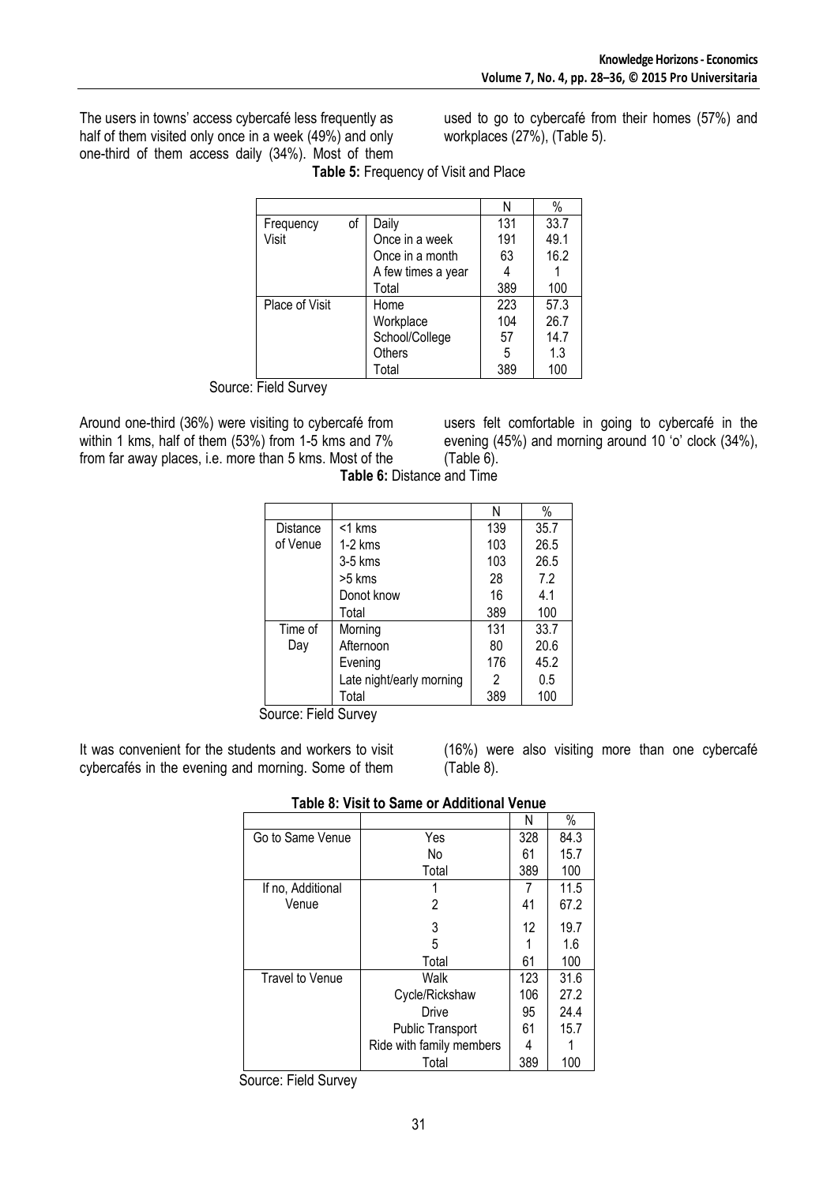The users in towns' access cybercafé less frequently as half of them visited only once in a week (49%) and only one-third of them access daily (34%). Most of them used to go to cybercafé from their homes (57%) and workplaces (27%), (Table 5).

**Table 5:** Frequency of Visit and Place

| | | N | % |
|---|---|---|---|
| Frequency of Visit | Daily | 131 | 33.7 |
| | Once in a week | 191 | 49.1 |
| | Once in a month | 63 | 16.2 |
| | A few times a year | 4 | 1 |
| | Total | 389 | 100 |
| Place of Visit | Home | 223 | 57.3 |
| | Workplace | 104 | 26.7 |
| | School/College | 57 | 14.7 |
| | Others | 5 | 1.3 |
| | Total | 389 | 100 |

Source: Field Survey

Around one-third (36%) were visiting to cybercafé from within 1 kms, half of them (53%) from 1-5 kms and 7% from far away places, i.e. more than 5 kms. Most of the users felt comfortable in going to cybercafé in the evening (45%) and morning around 10 'o' clock (34%), (Table 6).

**Table 6:** Distance and Time

| | | N | % |
|---|---|---|---|
| Distance of Venue | <1 kms | 139 | 35.7 |
| | 1-2 kms | 103 | 26.5 |
| | 3-5 kms | 103 | 26.5 |
| | >5 kms | 28 | 7.2 |
| | Donot know | 16 | 4.1 |
| | Total | 389 | 100 |
| Time of Day | Morning | 131 | 33.7 |
| | Afternoon | 80 | 20.6 |
| | Evening | 176 | 45.2 |
| | Late night/early morning | 2 | 0.5 |
| | Total | 389 | 100 |

Source: Field Survey

It was convenient for the students and workers to visit cybercafés in the evening and morning. Some of them (16%) were also visiting more than one cybercafé (Table 8).

**Table 8: Visit to Same or Additional Venue**

| | | N | % |
|---|---|---|---|
| Go to Same Venue | Yes | 328 | 84.3 |
| | No | 61 | 15.7 |
| | Total | 389 | 100 |
| If no, Additional Venue | 1 | 7 | 11.5 |
| | 2 | 41 | 67.2 |
| | 3 | 12 | 19.7 |
| | 5 | 1 | 1.6 |
| | Total | 61 | 100 |
| Travel to Venue | Walk | 123 | 31.6 |
| | Cycle/Rickshaw | 106 | 27.2 |
| | Drive | 95 | 24.4 |
| | Public Transport | 61 | 15.7 |
| | Ride with family members | 4 | 1 |
| | Total | 389 | 100 |

Source: Field Survey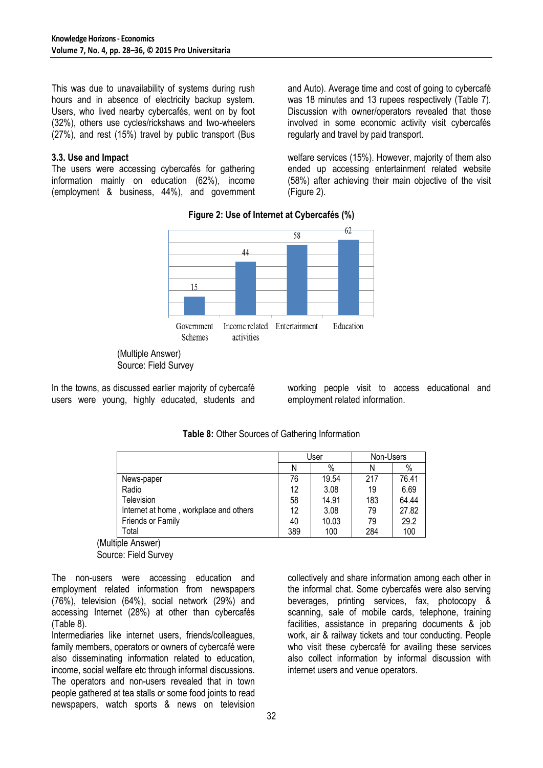This was due to unavailability of systems during rush hours and in absence of electricity backup system. Users, who lived nearby cybercafés, went on by foot (32%), others use cycles/rickshaws and two-wheelers (27%), and rest (15%) travel by public transport (Bus and Auto). Average time and cost of going to cybercafé was 18 minutes and 13 rupees respectively (Table 7). Discussion with owner/operators revealed that those involved in some economic activity visit cybercafés regularly and travel by paid transport.

### 3.3. Use and Impact

The users were accessing cybercafés for gathering information mainly on education (62%), income (employment & business, 44%), and government welfare services (15%). However, majority of them also ended up accessing entertainment related website (58%) after achieving their main objective of the visit (Figure 2).

**Figure 2: Use of Internet at Cybercafés (%)**

| Category | % |
|---|---|
| Government Schemes | 15 |
| Income related activities | 44 |
| Entertainment | 58 |
| Education | 62 |

(Multiple Answer)
Source: Field Survey

In the towns, as discussed earlier majority of cybercafé users were young, highly educated, students and working people visit to access educational and employment related information.

**Table 8:** Other Sources of Gathering Information

| | User | | Non-Users | |
|---|---|---|---|---|
| | N | % | N | % |
| News-paper | 76 | 19.54 | 217 | 76.41 |
| Radio | 12 | 3.08 | 19 | 6.69 |
| Television | 58 | 14.91 | 183 | 64.44 |
| Internet at home , workplace and others | 12 | 3.08 | 79 | 27.82 |
| Friends or Family | 40 | 10.03 | 79 | 29.2 |
| Total | 389 | 100 | 284 | 100 |

(Multiple Answer)
Source: Field Survey

The non-users were accessing education and employment related information from newspapers (76%), television (64%), social network (29%) and accessing Internet (28%) at other than cybercafés (Table 8).

Intermediaries like internet users, friends/colleagues, family members, operators or owners of cybercafé were also disseminating information related to education, income, social welfare etc through informal discussions. The operators and non-users revealed that in town people gathered at tea stalls or some food joints to read newspapers, watch sports & news on television collectively and share information among each other in the informal chat. Some cybercafés were also serving beverages, printing services, fax, photocopy & scanning, sale of mobile cards, telephone, training facilities, assistance in preparing documents & job work, air & railway tickets and tour conducting. People who visit these cybercafé for availing these services also collect information by informal discussion with internet users and venue operators.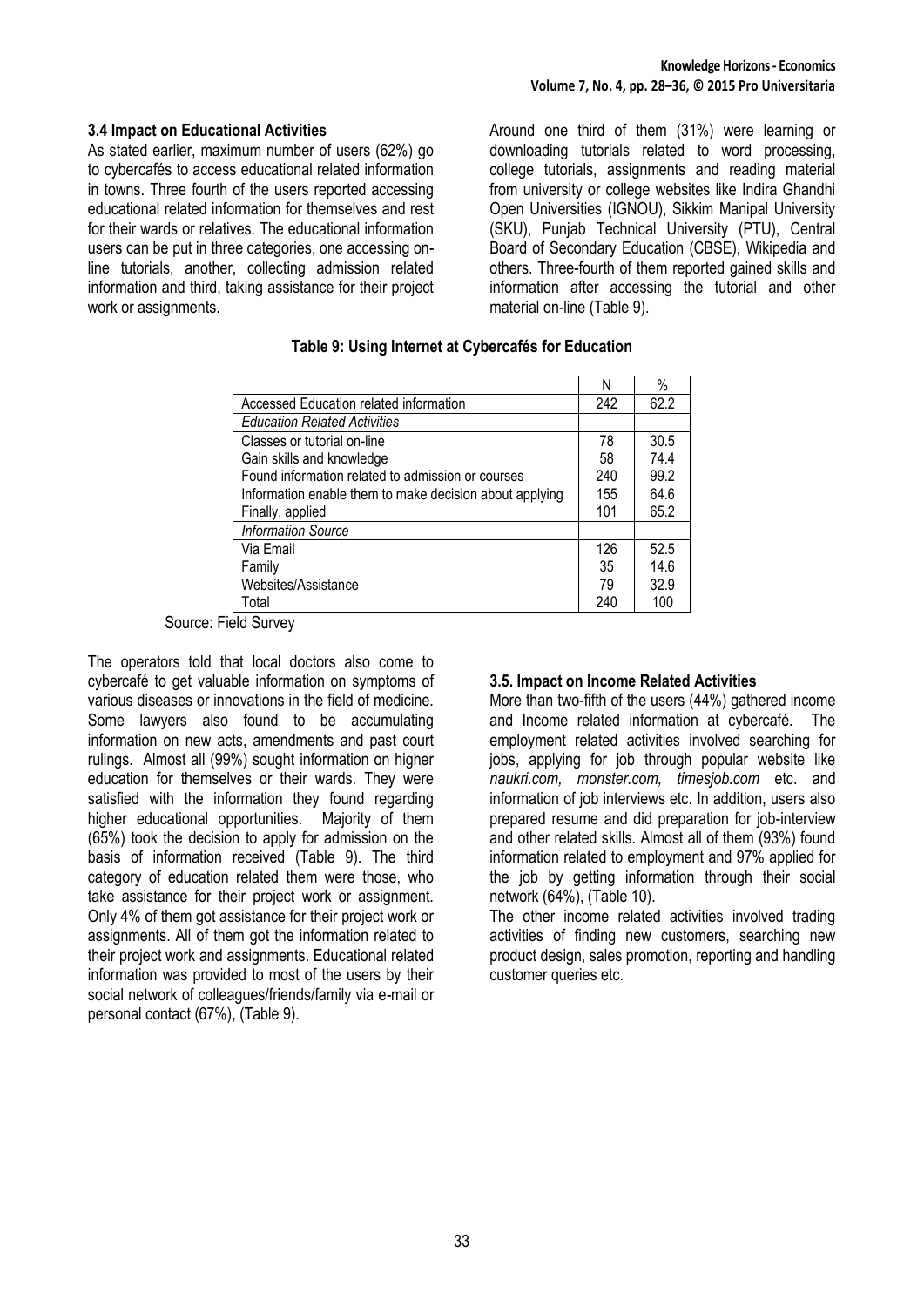### 3.4 Impact on Educational Activities

As stated earlier, maximum number of users (62%) go to cybercafés to access educational related information in towns. Three fourth of the users reported accessing educational related information for themselves and rest for their wards or relatives. The educational information users can be put in three categories, one accessing on-line tutorials, another, collecting admission related information and third, taking assistance for their project work or assignments.

Around one third of them (31%) were learning or downloading tutorials related to word processing, college tutorials, assignments and reading material from university or college websites like Indira Ghandhi Open Universities (IGNOU), Sikkim Manipal University (SKU), Punjab Technical University (PTU), Central Board of Secondary Education (CBSE), Wikipedia and others. Three-fourth of them reported gained skills and information after accessing the tutorial and other material on-line (Table 9).

**Table 9: Using Internet at Cybercafés for Education**

| | N | % |
|---|---|---|
| Accessed Education related information | 242 | 62.2 |
| *Education Related Activities* | | |
| Classes or tutorial on-line | 78 | 30.5 |
| Gain skills and knowledge | 58 | 74.4 |
| Found information related to admission or courses | 240 | 99.2 |
| Information enable them to make decision about applying | 155 | 64.6 |
| Finally, applied | 101 | 65.2 |
| *Information Source* | | |
| Via Email | 126 | 52.5 |
| Family | 35 | 14.6 |
| Websites/Assistance | 79 | 32.9 |
| Total | 240 | 100 |

Source: Field Survey

The operators told that local doctors also come to cybercafé to get valuable information on symptoms of various diseases or innovations in the field of medicine. Some lawyers also found to be accumulating information on new acts, amendments and past court rulings. Almost all (99%) sought information on higher education for themselves or their wards. They were satisfied with the information they found regarding higher educational opportunities. Majority of them (65%) took the decision to apply for admission on the basis of information received (Table 9). The third category of education related them were those, who take assistance for their project work or assignment. Only 4% of them got assistance for their project work or assignments. All of them got the information related to their project work and assignments. Educational related information was provided to most of the users by their social network of colleagues/friends/family via e-mail or personal contact (67%), (Table 9).

### 3.5. Impact on Income Related Activities

More than two-fifth of the users (44%) gathered income and Income related information at cybercafé. The employment related activities involved searching for jobs, applying for job through popular website like *naukri.com, monster.com, timesjob.com* etc. and information of job interviews etc. In addition, users also prepared resume and did preparation for job-interview and other related skills. Almost all of them (93%) found information related to employment and 97% applied for the job by getting information through their social network (64%), (Table 10).

The other income related activities involved trading activities of finding new customers, searching new product design, sales promotion, reporting and handling customer queries etc.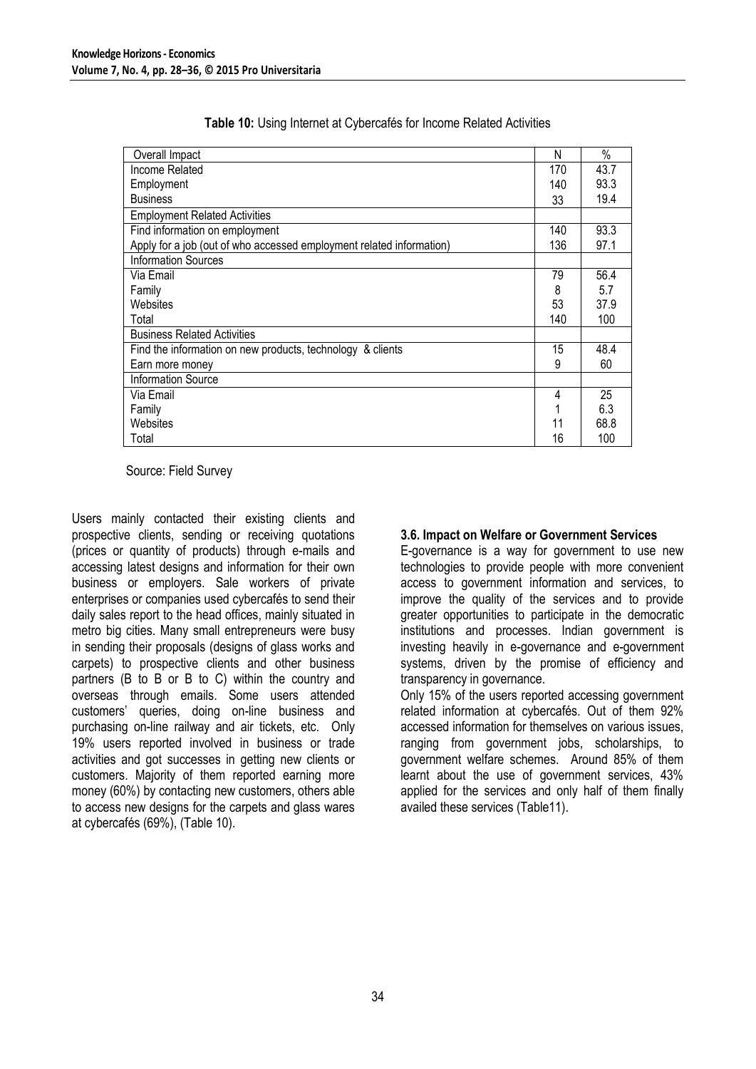**Table 10:** Using Internet at Cybercafés for Income Related Activities

| Overall Impact | N | % |
|---|---|---|
| Income Related | 170 | 43.7 |
| Employment | 140 | 93.3 |
| Business | 33 | 19.4 |
| Employment Related Activities | | |
| Find information on employment | 140 | 93.3 |
| Apply for a job (out of who accessed employment related information) | 136 | 97.1 |
| Information Sources | | |
| Via Email | 79 | 56.4 |
| Family | 8 | 5.7 |
| Websites | 53 | 37.9 |
| Total | 140 | 100 |
| Business Related Activities | | |
| Find the information on new products, technology & clients | 15 | 48.4 |
| Earn more money | 9 | 60 |
| Information Source | | |
| Via Email | 4 | 25 |
| Family | 1 | 6.3 |
| Websites | 11 | 68.8 |
| Total | 16 | 100 |

Source: Field Survey

Users mainly contacted their existing clients and prospective clients, sending or receiving quotations (prices or quantity of products) through e-mails and accessing latest designs and information for their own business or employers. Sale workers of private enterprises or companies used cybercafés to send their daily sales report to the head offices, mainly situated in metro big cities. Many small entrepreneurs were busy in sending their proposals (designs of glass works and carpets) to prospective clients and other business partners (B to B or B to C) within the country and overseas through emails. Some users attended customers' queries, doing on-line business and purchasing on-line railway and air tickets, etc. Only 19% users reported involved in business or trade activities and got successes in getting new clients or customers. Majority of them reported earning more money (60%) by contacting new customers, others able to access new designs for the carpets and glass wares at cybercafés (69%), (Table 10).

### 3.6. Impact on Welfare or Government Services

E-governance is a way for government to use new technologies to provide people with more convenient access to government information and services, to improve the quality of the services and to provide greater opportunities to participate in the democratic institutions and processes. Indian government is investing heavily in e-governance and e-government systems, driven by the promise of efficiency and transparency in governance.

Only 15% of the users reported accessing government related information at cybercafés. Out of them 92% accessed information for themselves on various issues, ranging from government jobs, scholarships, to government welfare schemes. Around 85% of them learnt about the use of government services, 43% applied for the services and only half of them finally availed these services (Table11).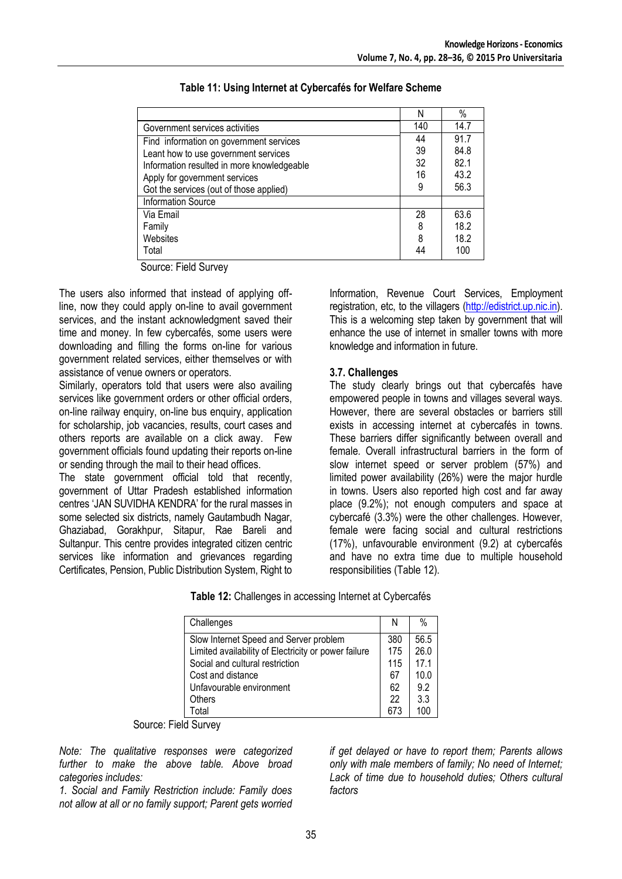**Table 11: Using Internet at Cybercafés for Welfare Scheme**

| | N | % |
|---|---|---|
| Government services activities | 140 | 14.7 |
| Find information on government services | 44 | 91.7 |
| Leant how to use government services | 39 | 84.8 |
| Information resulted in more knowledgeable | 32 | 82.1 |
| Apply for government services | 16 | 43.2 |
| Got the services (out of those applied) | 9 | 56.3 |
| Information Source | | |
| Via Email | 28 | 63.6 |
| Family | 8 | 18.2 |
| Websites | 8 | 18.2 |
| Total | 44 | 100 |

Source: Field Survey

The users also informed that instead of applying off-line, now they could apply on-line to avail government services, and the instant acknowledgment saved their time and money. In few cybercafés, some users were downloading and filling the forms on-line for various government related services, either themselves or with assistance of venue owners or operators.

Similarly, operators told that users were also availing services like government orders or other official orders, on-line railway enquiry, on-line bus enquiry, application for scholarship, job vacancies, results, court cases and others reports are available on a click away. Few government officials found updating their reports on-line or sending through the mail to their head offices.

The state government official told that recently, government of Uttar Pradesh established information centres 'JAN SUVIDHA KENDRA' for the rural masses in some selected six districts, namely Gautambudh Nagar, Ghaziabad, Gorakhpur, Sitapur, Rae Bareli and Sultanpur. This centre provides integrated citizen centric services like information and grievances regarding Certificates, Pension, Public Distribution System, Right to Information, Revenue Court Services, Employment registration, etc, to the villagers (http://edistrict.up.nic.in). This is a welcoming step taken by government that will enhance the use of internet in smaller towns with more knowledge and information in future.

### 3.7. Challenges

The study clearly brings out that cybercafés have empowered people in towns and villages several ways. However, there are several obstacles or barriers still exists in accessing internet at cybercafés in towns. These barriers differ significantly between overall and female. Overall infrastructural barriers in the form of slow internet speed or server problem (57%) and limited power availability (26%) were the major hurdle in towns. Users also reported high cost and far away place (9.2%); not enough computers and space at cybercafé (3.3%) were the other challenges. However, female were facing social and cultural restrictions (17%), unfavourable environment (9.2) at cybercafés and have no extra time due to multiple household responsibilities (Table 12).

**Table 12:** Challenges in accessing Internet at Cybercafés

| Challenges | N | % |
|---|---|---|
| Slow Internet Speed and Server problem | 380 | 56.5 |
| Limited availability of Electricity or power failure | 175 | 26.0 |
| Social and cultural restriction | 115 | 17.1 |
| Cost and distance | 67 | 10.0 |
| Unfavourable environment | 62 | 9.2 |
| Others | 22 | 3.3 |
| Total | 673 | 100 |

Source: Field Survey

*Note: The qualitative responses were categorized further to make the above table. Above broad categories includes:*

*1. Social and Family Restriction include: Family does not allow at all or no family support; Parent gets worried if get delayed or have to report them; Parents allows only with male members of family; No need of Internet; Lack of time due to household duties; Others cultural factors*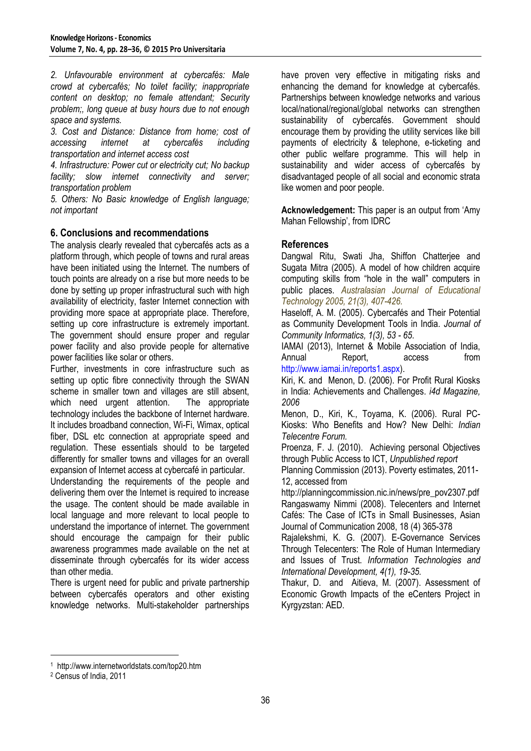*2. Unfavourable environment at cybercafés: Male crowd at cybercafés; No toilet facility; inappropriate content on desktop; no female attendant; Security problem;, long queue at busy hours due to not enough space and systems.*

*3. Cost and Distance: Distance from home; cost of accessing internet at cybercafés including transportation and internet access cost*

*4. Infrastructure: Power cut or electricity cut; No backup facility; slow internet connectivity and server; transportation problem*

*5. Others: No Basic knowledge of English language; not important*

## 6. Conclusions and recommendations

The analysis clearly revealed that cybercafés acts as a platform through, which people of towns and rural areas have been initiated using the Internet. The numbers of touch points are already on a rise but more needs to be done by setting up proper infrastructural such with high availability of electricity, faster Internet connection with providing more space at appropriate place. Therefore, setting up core infrastructure is extremely important. The government should ensure proper and regular power facility and also provide people for alternative power facilities like solar or others.

Further, investments in core infrastructure such as setting up optic fibre connectivity through the SWAN scheme in smaller town and villages are still absent, which need urgent attention. The appropriate technology includes the backbone of Internet hardware. It includes broadband connection, Wi-Fi, Wimax, optical fiber, DSL etc connection at appropriate speed and regulation. These essentials should to be targeted differently for smaller towns and villages for an overall expansion of Internet access at cybercafé in particular.

Understanding the requirements of the people and delivering them over the Internet is required to increase the usage. The content should be made available in local language and more relevant to local people to understand the importance of internet. The government should encourage the campaign for their public awareness programmes made available on the net at disseminate through cybercafés for its wider access than other media.

There is urgent need for public and private partnership between cybercafés operators and other existing knowledge networks. Multi-stakeholder partnerships have proven very effective in mitigating risks and enhancing the demand for knowledge at cybercafés. Partnerships between knowledge networks and various local/national/regional/global networks can strengthen sustainability of cybercafés. Government should encourage them by providing the utility services like bill payments of electricity & telephone, e-ticketing and other public welfare programme. This will help in sustainability and wider access of cybercafés by disadvantaged people of all social and economic strata like women and poor people.

**Acknowledgement:** This paper is an output from 'Amy Mahan Fellowship', from IDRC

## References

Dangwal Ritu, Swati Jha, Shiffon Chatterjee and Sugata Mitra (2005). A model of how children acquire computing skills from "hole in the wall" computers in public places. *Australasian Journal of Educational Technology 2005, 21(3), 407-426.*

Haseloff, A. M. (2005). Cybercafés and Their Potential as Community Development Tools in India. *Journal of Community Informatics, 1(3), 53 - 65.*

IAMAI (2013), Internet & Mobile Association of India, Annual Report, access from http://www.iamai.in/reports1.aspx).

Kiri, K. and Menon, D. (2006). For Profit Rural Kiosks in India: Achievements and Challenges. *i4d Magazine, 2006*

Menon, D., Kiri, K., Toyama, K. (2006). Rural PC-Kiosks: Who Benefits and How? New Delhi: *Indian Telecentre Forum.*

Proenza, F. J. (2010). Achieving personal Objectives through Public Access to ICT, *Unpublished report*

Planning Commission (2013). Poverty estimates, 2011-12, accessed from http://planningcommission.nic.in/news/pre_pov2307.pdf

Rangaswamy Nimmi (2008). Telecenters and Internet Cafés: The Case of ICTs in Small Businesses, Asian Journal of Communication 2008, 18 (4) 365-378

Rajalekshmi, K. G. (2007). E-Governance Services Through Telecenters: The Role of Human Intermediary and Issues of Trust. *Information Technologies and International Development, 4(1), 19-35.*

Thakur, D. and Aitieva, M. (2007). Assessment of Economic Growth Impacts of the eCenters Project in Kyrgyzstan: AED.

---

[1] http://www.internetworldstats.com/top20.htm

[2] Census of India, 2011